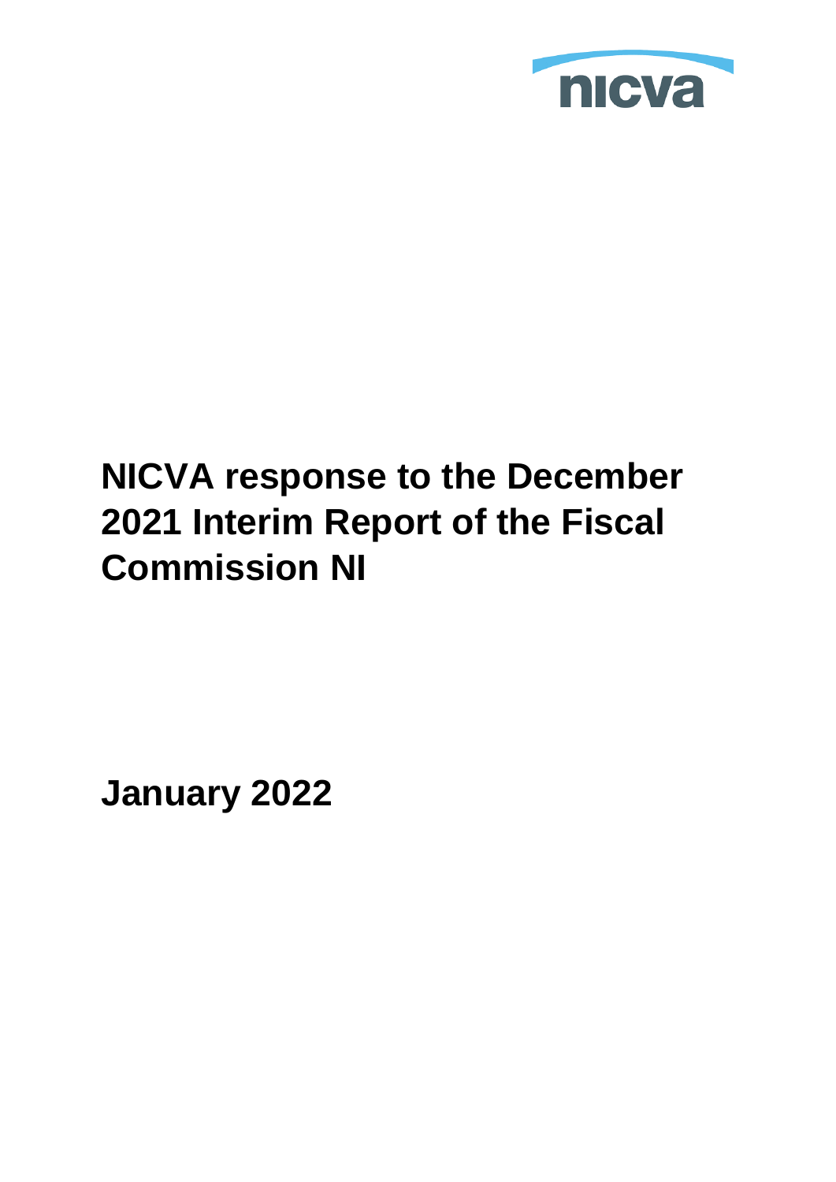nicva

# NICVA response to the December 2021 Interim Report of the Fiscal Commission NI

**January 2022**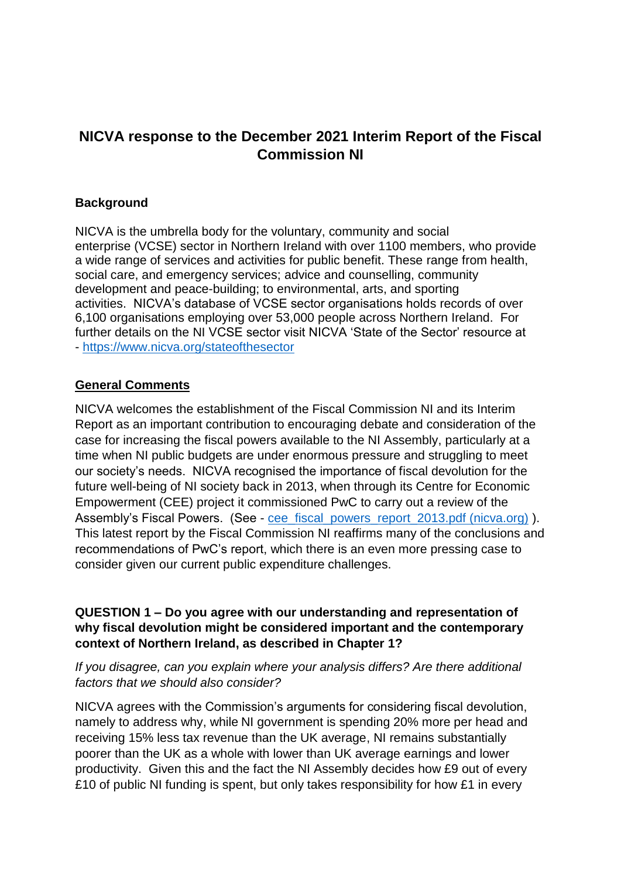## NICVA response to the December 2021 Interim Report of the Fiscal Commission NI

### Background

NICVA is the umbrella body for the voluntary, community and social enterprise (VCSE) sector in Northern Ireland with over 1100 members, who provide a wide range of services and activities for public benefit. These range from health, social care, and emergency services; advice and counselling, community development and peace-building; to environmental, arts, and sporting activities. NICVA's database of VCSE sector organisations holds records of over 6,100 organisations employing over 53,000 people across Northern Ireland. For further details on the NI VCSE sector visit NICVA 'State of the Sector' resource at - [https://www.nicva.org/stateofthesector](https://www.nicva.org/stateofthesector)

### General Comments

NICVA welcomes the establishment of the Fiscal Commission NI and its Interim Report as an important contribution to encouraging debate and consideration of the case for increasing the fiscal powers available to the NI Assembly, particularly at a time when NI public budgets are under enormous pressure and struggling to meet our society's needs. NICVA recognised the importance of fiscal devolution for the future well-being of NI society back in 2013, when through its Centre for Economic Empowerment (CEE) project it commissioned PwC to carry out a review of the Assembly's Fiscal Powers. (See - cee_fiscal_powers_report_2013.pdf (nicva.org) ). This latest report by the Fiscal Commission NI reaffirms many of the conclusions and recommendations of PwC's report, which there is an even more pressing case to consider given our current public expenditure challenges.

**QUESTION 1 – Do you agree with our understanding and representation of why fiscal devolution might be considered important and the contemporary context of Northern Ireland, as described in Chapter 1?**

*If you disagree, can you explain where your analysis differs? Are there additional factors that we should also consider?*

NICVA agrees with the Commission's arguments for considering fiscal devolution, namely to address why, while NI government is spending 20% more per head and receiving 15% less tax revenue than the UK average, NI remains substantially poorer than the UK as a whole with lower than UK average earnings and lower productivity. Given this and the fact the NI Assembly decides how £9 out of every £10 of public NI funding is spent, but only takes responsibility for how £1 in every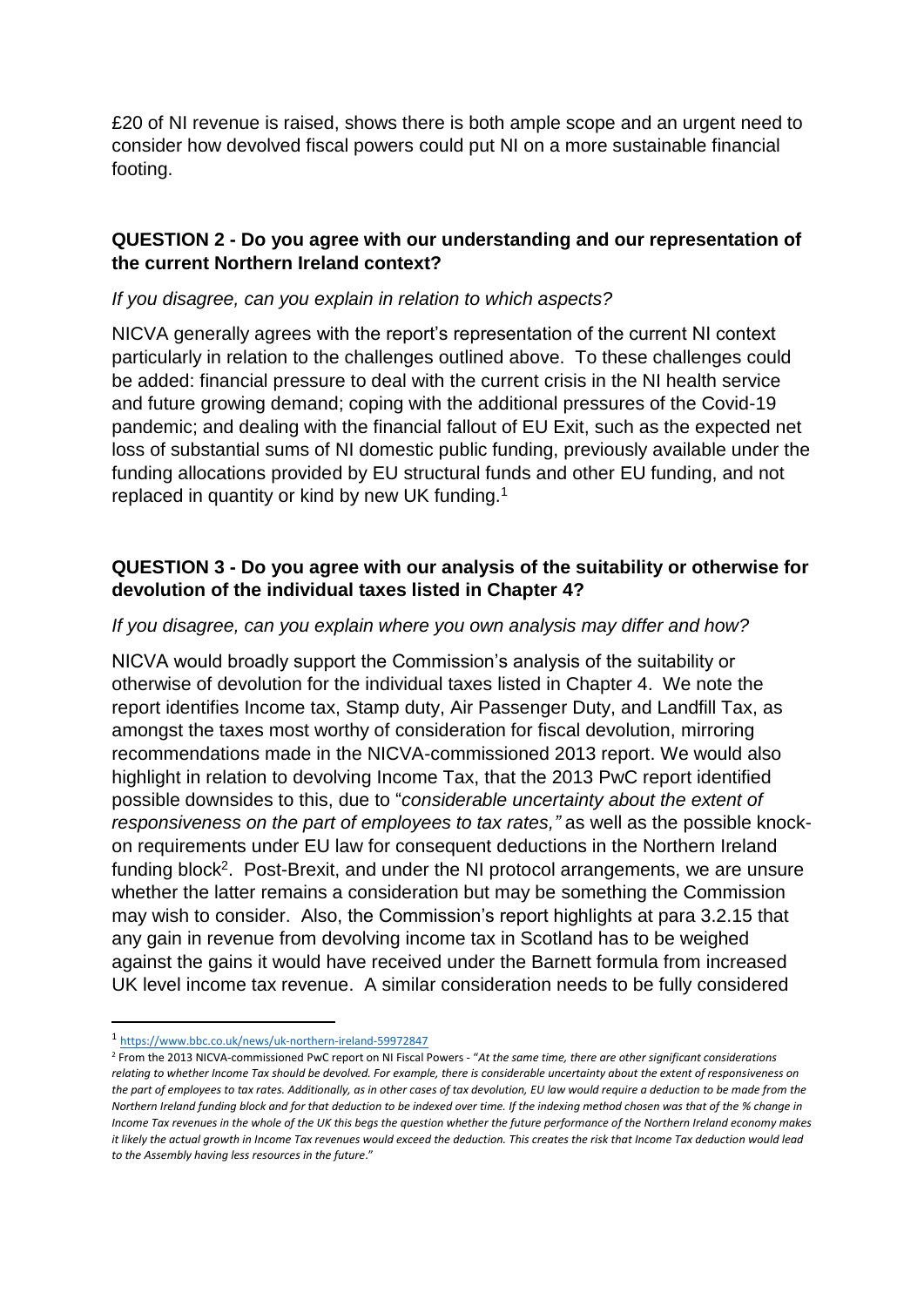£20 of NI revenue is raised, shows there is both ample scope and an urgent need to consider how devolved fiscal powers could put NI on a more sustainable financial footing.

**QUESTION 2 - Do you agree with our understanding and our representation of the current Northern Ireland context?**

*If you disagree, can you explain in relation to which aspects?*

NICVA generally agrees with the report's representation of the current NI context particularly in relation to the challenges outlined above. To these challenges could be added: financial pressure to deal with the current crisis in the NI health service and future growing demand; coping with the additional pressures of the Covid-19 pandemic; and dealing with the financial fallout of EU Exit, such as the expected net loss of substantial sums of NI domestic public funding, previously available under the funding allocations provided by EU structural funds and other EU funding, and not replaced in quantity or kind by new UK funding.[1]

**QUESTION 3 - Do you agree with our analysis of the suitability or otherwise for devolution of the individual taxes listed in Chapter 4?**

*If you disagree, can you explain where you own analysis may differ and how?*

NICVA would broadly support the Commission's analysis of the suitability or otherwise of devolution for the individual taxes listed in Chapter 4. We note the report identifies Income tax, Stamp duty, Air Passenger Duty, and Landfill Tax, as amongst the taxes most worthy of consideration for fiscal devolution, mirroring recommendations made in the NICVA-commissioned 2013 report. We would also highlight in relation to devolving Income Tax, that the 2013 PwC report identified possible downsides to this, due to "*considerable uncertainty about the extent of responsiveness on the part of employees to tax rates,"* as well as the possible knock-on requirements under EU law for consequent deductions in the Northern Ireland funding block[2]. Post-Brexit, and under the NI protocol arrangements, we are unsure whether the latter remains a consideration but may be something the Commission may wish to consider. Also, the Commission's report highlights at para 3.2.15 that any gain in revenue from devolving income tax in Scotland has to be weighed against the gains it would have received under the Barnett formula from increased UK level income tax revenue. A similar consideration needs to be fully considered

---

[1] https://www.bbc.co.uk/news/uk-northern-ireland-59972847

[2] From the 2013 NICVA-commissioned PwC report on NI Fiscal Powers - "*At the same time, there are other significant considerations relating to whether Income Tax should be devolved. For example, there is considerable uncertainty about the extent of responsiveness on the part of employees to tax rates. Additionally, as in other cases of tax devolution, EU law would require a deduction to be made from the Northern Ireland funding block and for that deduction to be indexed over time. If the indexing method chosen was that of the % change in Income Tax revenues in the whole of the UK this begs the question whether the future performance of the Northern Ireland economy makes it likely the actual growth in Income Tax revenues would exceed the deduction. This creates the risk that Income Tax deduction would lead to the Assembly having less resources in the future*."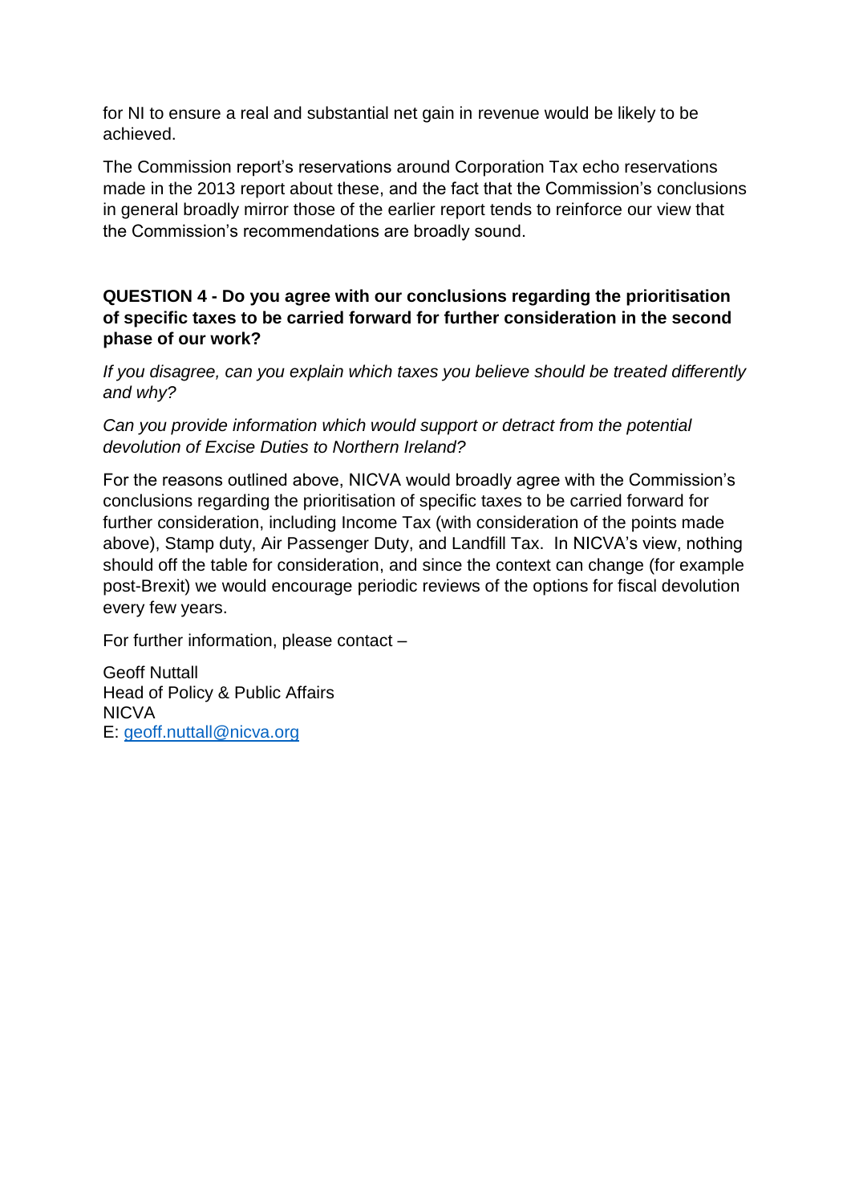for NI to ensure a real and substantial net gain in revenue would be likely to be achieved.

The Commission report's reservations around Corporation Tax echo reservations made in the 2013 report about these, and the fact that the Commission's conclusions in general broadly mirror those of the earlier report tends to reinforce our view that the Commission's recommendations are broadly sound.

**QUESTION 4 - Do you agree with our conclusions regarding the prioritisation of specific taxes to be carried forward for further consideration in the second phase of our work?**

*If you disagree, can you explain which taxes you believe should be treated differently and why?*

*Can you provide information which would support or detract from the potential devolution of Excise Duties to Northern Ireland?*

For the reasons outlined above, NICVA would broadly agree with the Commission's conclusions regarding the prioritisation of specific taxes to be carried forward for further consideration, including Income Tax (with consideration of the points made above), Stamp duty, Air Passenger Duty, and Landfill Tax. In NICVA's view, nothing should off the table for consideration, and since the context can change (for example post-Brexit) we would encourage periodic reviews of the options for fiscal devolution every few years.

For further information, please contact –

Geoff Nuttall
Head of Policy & Public Affairs
NICVA
E: geoff.nuttall@nicva.org